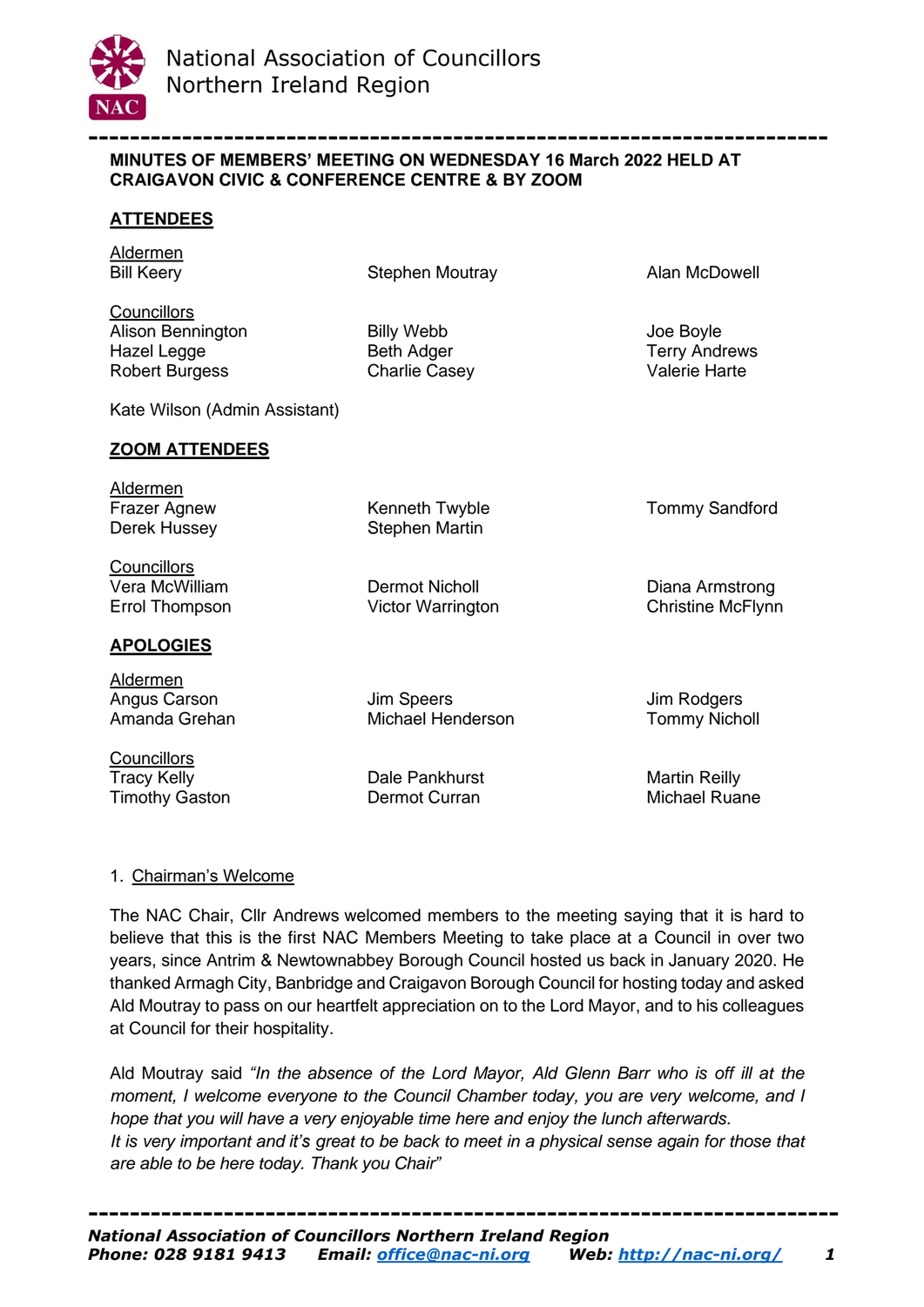# National Association of Councillors
## Northern Ireland Region

**MINUTES OF MEMBERS' MEETING ON WEDNESDAY 16 March 2022 HELD AT CRAIGAVON CIVIC & CONFERENCE CENTRE & BY ZOOM**

**ATTENDEES**

Aldermen

| | | |
|---|---|---|
| Bill Keery | Stephen Moutray | Alan McDowell |

Councillors

| | | |
|---|---|---|
| Alison Bennington | Billy Webb | Joe Boyle |
| Hazel Legge | Beth Adger | Terry Andrews |
| Robert Burgess | Charlie Casey | Valerie Harte |

Kate Wilson (Admin Assistant)

**ZOOM ATTENDEES**

Aldermen

| | | |
|---|---|---|
| Frazer Agnew | Kenneth Twyble | Tommy Sandford |
| Derek Hussey | Stephen Martin | |

Councillors

| | | |
|---|---|---|
| Vera McWilliam | Dermot Nicholl | Diana Armstrong |
| Errol Thompson | Victor Warrington | Christine McFlynn |

**APOLOGIES**

Aldermen

| | | |
|---|---|---|
| Angus Carson | Jim Speers | Jim Rodgers |
| Amanda Grehan | Michael Henderson | Tommy Nicholl |

Councillors

| | | |
|---|---|---|
| Tracy Kelly | Dale Pankhurst | Martin Reilly |
| Timothy Gaston | Dermot Curran | Michael Ruane |

1. Chairman's Welcome

The NAC Chair, Cllr Andrews welcomed members to the meeting saying that it is hard to believe that this is the first NAC Members Meeting to take place at a Council in over two years, since Antrim & Newtownabbey Borough Council hosted us back in January 2020. He thanked Armagh City, Banbridge and Craigavon Borough Council for hosting today and asked Ald Moutray to pass on our heartfelt appreciation on to the Lord Mayor, and to his colleagues at Council for their hospitality.

Ald Moutray said *"In the absence of the Lord Mayor, Ald Glenn Barr who is off ill at the moment, I welcome everyone to the Council Chamber today, you are very welcome, and I hope that you will have a very enjoyable time here and enjoy the lunch afterwards.*
*It is very important and it's great to be back to meet in a physical sense again for those that are able to be here today. Thank you Chair"*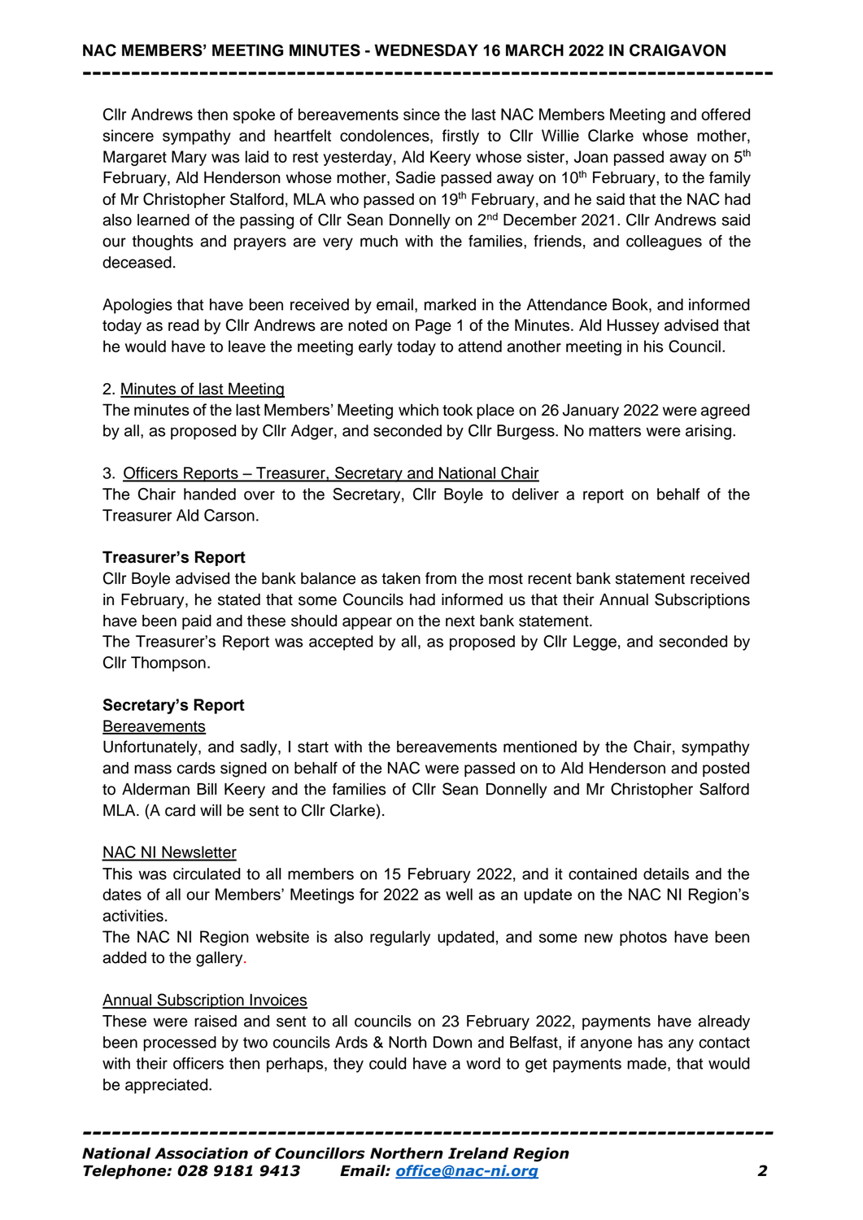Cllr Andrews then spoke of bereavements since the last NAC Members Meeting and offered sincere sympathy and heartfelt condolences, firstly to Cllr Willie Clarke whose mother, Margaret Mary was laid to rest yesterday, Ald Keery whose sister, Joan passed away on 5th February, Ald Henderson whose mother, Sadie passed away on 10th February, to the family of Mr Christopher Stalford, MLA who passed on 19th February, and he said that the NAC had also learned of the passing of Cllr Sean Donnelly on 2nd December 2021. Cllr Andrews said our thoughts and prayers are very much with the families, friends, and colleagues of the deceased.

Apologies that have been received by email, marked in the Attendance Book, and informed today as read by Cllr Andrews are noted on Page 1 of the Minutes. Ald Hussey advised that he would have to leave the meeting early today to attend another meeting in his Council.

2. Minutes of last Meeting

The minutes of the last Members' Meeting which took place on 26 January 2022 were agreed by all, as proposed by Cllr Adger, and seconded by Cllr Burgess. No matters were arising.

3. Officers Reports – Treasurer, Secretary and National Chair

The Chair handed over to the Secretary, Cllr Boyle to deliver a report on behalf of the Treasurer Ald Carson.

**Treasurer's Report**

Cllr Boyle advised the bank balance as taken from the most recent bank statement received in February, he stated that some Councils had informed us that their Annual Subscriptions have been paid and these should appear on the next bank statement.

The Treasurer's Report was accepted by all, as proposed by Cllr Legge, and seconded by Cllr Thompson.

**Secretary's Report**

Bereavements

Unfortunately, and sadly, I start with the bereavements mentioned by the Chair, sympathy and mass cards signed on behalf of the NAC were passed on to Ald Henderson and posted to Alderman Bill Keery and the families of Cllr Sean Donnelly and Mr Christopher Salford MLA. (A card will be sent to Cllr Clarke).

NAC NI Newsletter

This was circulated to all members on 15 February 2022, and it contained details and the dates of all our Members' Meetings for 2022 as well as an update on the NAC NI Region's activities.

The NAC NI Region website is also regularly updated, and some new photos have been added to the gallery.

Annual Subscription Invoices

These were raised and sent to all councils on 23 February 2022, payments have already been processed by two councils Ards & North Down and Belfast, if anyone has any contact with their officers then perhaps, they could have a word to get payments made, that would be appreciated.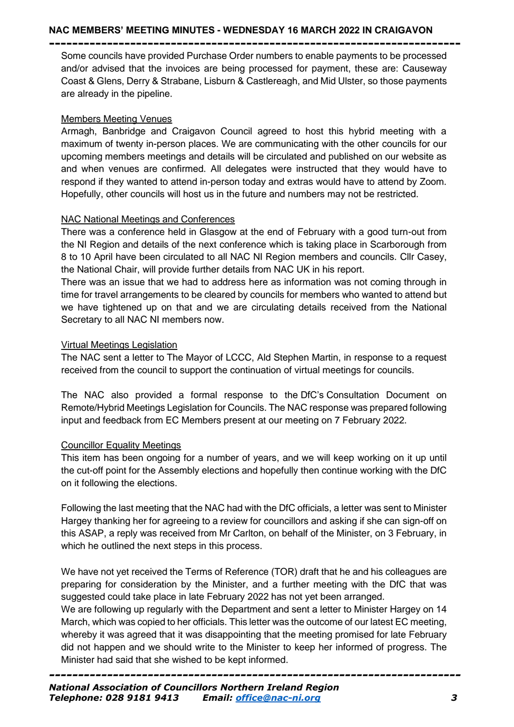Some councils have provided Purchase Order numbers to enable payments to be processed and/or advised that the invoices are being processed for payment, these are: Causeway Coast & Glens, Derry & Strabane, Lisburn & Castlereagh, and Mid Ulster, so those payments are already in the pipeline.

<u>Members Meeting Venues</u>

Armagh, Banbridge and Craigavon Council agreed to host this hybrid meeting with a maximum of twenty in-person places. We are communicating with the other councils for our upcoming members meetings and details will be circulated and published on our website as and when venues are confirmed. All delegates were instructed that they would have to respond if they wanted to attend in-person today and extras would have to attend by Zoom. Hopefully, other councils will host us in the future and numbers may not be restricted.

<u>NAC National Meetings and Conferences</u>

There was a conference held in Glasgow at the end of February with a good turn-out from the NI Region and details of the next conference which is taking place in Scarborough from 8 to 10 April have been circulated to all NAC NI Region members and councils. Cllr Casey, the National Chair, will provide further details from NAC UK in his report.

There was an issue that we had to address here as information was not coming through in time for travel arrangements to be cleared by councils for members who wanted to attend but we have tightened up on that and we are circulating details received from the National Secretary to all NAC NI members now.

<u>Virtual Meetings Legislation</u>

The NAC sent a letter to The Mayor of LCCC, Ald Stephen Martin, in response to a request received from the council to support the continuation of virtual meetings for councils.

The NAC also provided a formal response to the DfC's Consultation Document on Remote/Hybrid Meetings Legislation for Councils. The NAC response was prepared following input and feedback from EC Members present at our meeting on 7 February 2022.

<u>Councillor Equality Meetings</u>

This item has been ongoing for a number of years, and we will keep working on it up until the cut-off point for the Assembly elections and hopefully then continue working with the DfC on it following the elections.

Following the last meeting that the NAC had with the DfC officials, a letter was sent to Minister Hargey thanking her for agreeing to a review for councillors and asking if she can sign-off on this ASAP, a reply was received from Mr Carlton, on behalf of the Minister, on 3 February, in which he outlined the next steps in this process.

We have not yet received the Terms of Reference (TOR) draft that he and his colleagues are preparing for consideration by the Minister, and a further meeting with the DfC that was suggested could take place in late February 2022 has not yet been arranged.

We are following up regularly with the Department and sent a letter to Minister Hargey on 14 March, which was copied to her officials. This letter was the outcome of our latest EC meeting, whereby it was agreed that it was disappointing that the meeting promised for late February did not happen and we should write to the Minister to keep her informed of progress. The Minister had said that she wished to be kept informed.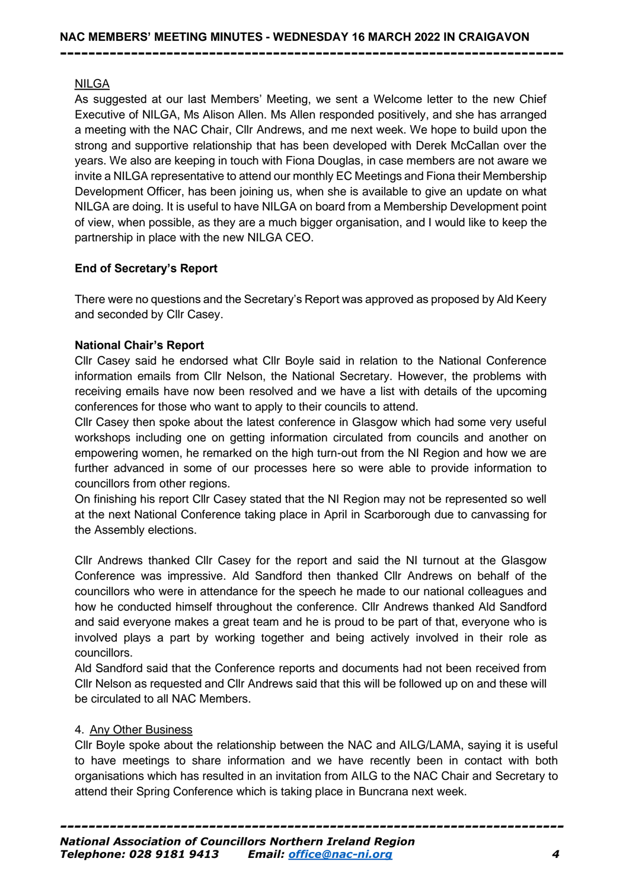<u>NILGA</u>

As suggested at our last Members' Meeting, we sent a Welcome letter to the new Chief Executive of NILGA, Ms Alison Allen. Ms Allen responded positively, and she has arranged a meeting with the NAC Chair, Cllr Andrews, and me next week. We hope to build upon the strong and supportive relationship that has been developed with Derek McCallan over the years. We also are keeping in touch with Fiona Douglas, in case members are not aware we invite a NILGA representative to attend our monthly EC Meetings and Fiona their Membership Development Officer, has been joining us, when she is available to give an update on what NILGA are doing. It is useful to have NILGA on board from a Membership Development point of view, when possible, as they are a much bigger organisation, and I would like to keep the partnership in place with the new NILGA CEO.

**End of Secretary's Report**

There were no questions and the Secretary's Report was approved as proposed by Ald Keery and seconded by Cllr Casey.

**National Chair's Report**

Cllr Casey said he endorsed what Cllr Boyle said in relation to the National Conference information emails from Cllr Nelson, the National Secretary. However, the problems with receiving emails have now been resolved and we have a list with details of the upcoming conferences for those who want to apply to their councils to attend.

Cllr Casey then spoke about the latest conference in Glasgow which had some very useful workshops including one on getting information circulated from councils and another on empowering women, he remarked on the high turn-out from the NI Region and how we are further advanced in some of our processes here so were able to provide information to councillors from other regions.

On finishing his report Cllr Casey stated that the NI Region may not be represented so well at the next National Conference taking place in April in Scarborough due to canvassing for the Assembly elections.

Cllr Andrews thanked Cllr Casey for the report and said the NI turnout at the Glasgow Conference was impressive. Ald Sandford then thanked Cllr Andrews on behalf of the councillors who were in attendance for the speech he made to our national colleagues and how he conducted himself throughout the conference. Cllr Andrews thanked Ald Sandford and said everyone makes a great team and he is proud to be part of that, everyone who is involved plays a part by working together and being actively involved in their role as councillors.

Ald Sandford said that the Conference reports and documents had not been received from Cllr Nelson as requested and Cllr Andrews said that this will be followed up on and these will be circulated to all NAC Members.

4. <u>Any Other Business</u>

Cllr Boyle spoke about the relationship between the NAC and AILG/LAMA, saying it is useful to have meetings to share information and we have recently been in contact with both organisations which has resulted in an invitation from AILG to the NAC Chair and Secretary to attend their Spring Conference which is taking place in Buncrana next week.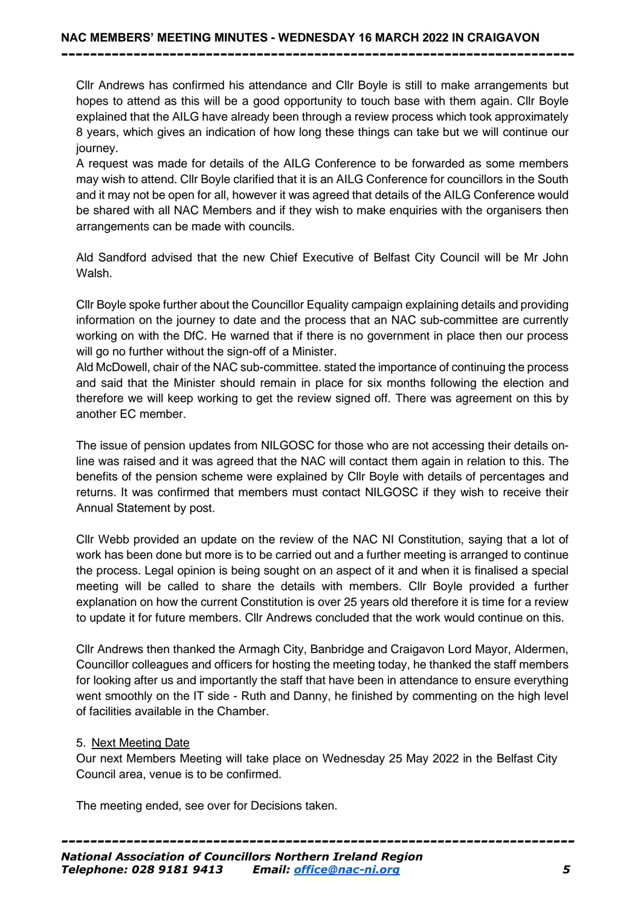Cllr Andrews has confirmed his attendance and Cllr Boyle is still to make arrangements but hopes to attend as this will be a good opportunity to touch base with them again. Cllr Boyle explained that the AILG have already been through a review process which took approximately 8 years, which gives an indication of how long these things can take but we will continue our journey.
A request was made for details of the AILG Conference to be forwarded as some members may wish to attend. Cllr Boyle clarified that it is an AILG Conference for councillors in the South and it may not be open for all, however it was agreed that details of the AILG Conference would be shared with all NAC Members and if they wish to make enquiries with the organisers then arrangements can be made with councils.

Ald Sandford advised that the new Chief Executive of Belfast City Council will be Mr John Walsh.

Cllr Boyle spoke further about the Councillor Equality campaign explaining details and providing information on the journey to date and the process that an NAC sub-committee are currently working on with the DfC. He warned that if there is no government in place then our process will go no further without the sign-off of a Minister.
Ald McDowell, chair of the NAC sub-committee. stated the importance of continuing the process and said that the Minister should remain in place for six months following the election and therefore we will keep working to get the review signed off. There was agreement on this by another EC member.

The issue of pension updates from NILGOSC for those who are not accessing their details on-line was raised and it was agreed that the NAC will contact them again in relation to this. The benefits of the pension scheme were explained by Cllr Boyle with details of percentages and returns. It was confirmed that members must contact NILGOSC if they wish to receive their Annual Statement by post.

Cllr Webb provided an update on the review of the NAC NI Constitution, saying that a lot of work has been done but more is to be carried out and a further meeting is arranged to continue the process. Legal opinion is being sought on an aspect of it and when it is finalised a special meeting will be called to share the details with members. Cllr Boyle provided a further explanation on how the current Constitution is over 25 years old therefore it is time for a review to update it for future members. Cllr Andrews concluded that the work would continue on this.

Cllr Andrews then thanked the Armagh City, Banbridge and Craigavon Lord Mayor, Aldermen, Councillor colleagues and officers for hosting the meeting today, he thanked the staff members for looking after us and importantly the staff that have been in attendance to ensure everything went smoothly on the IT side - Ruth and Danny, he finished by commenting on the high level of facilities available in the Chamber.

5. <u>Next Meeting Date</u>
Our next Members Meeting will take place on Wednesday 25 May 2022 in the Belfast City Council area, venue is to be confirmed.

The meeting ended, see over for Decisions taken.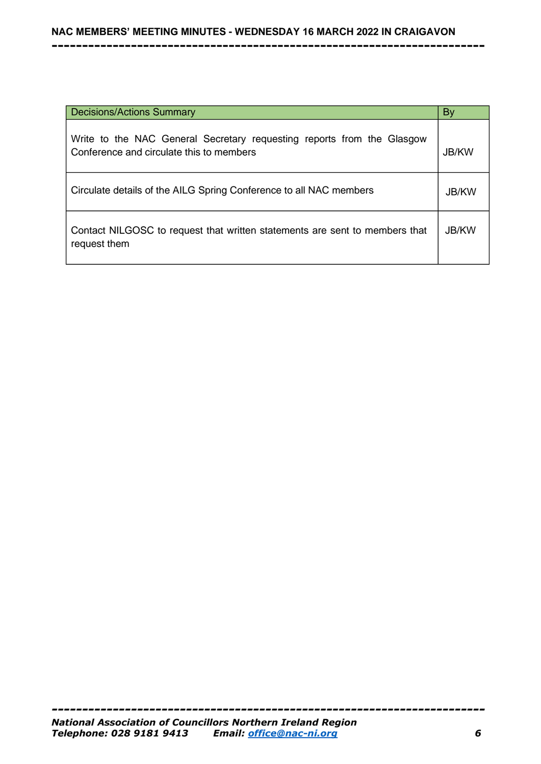| Decisions/Actions Summary | By |
|---|---|
| Write to the NAC General Secretary requesting reports from the Glasgow Conference and circulate this to members | JB/KW |
| Circulate details of the AILG Spring Conference to all NAC members | JB/KW |
| Contact NILGOSC to request that written statements are sent to members that request them | JB/KW |